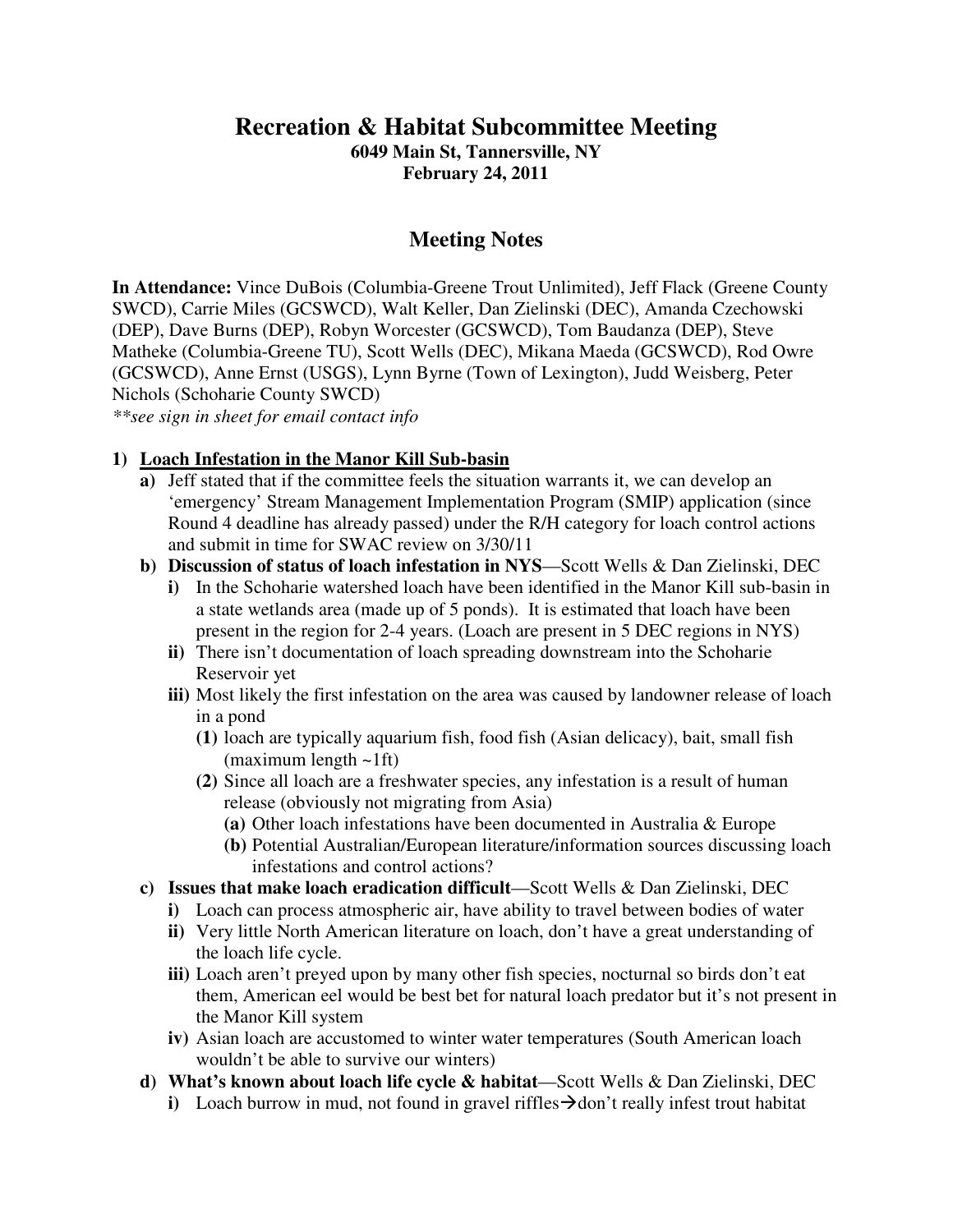# Recreation & Habitat Subcommittee Meeting

**6049 Main St, Tannersville, NY**
**February 24, 2011**

## Meeting Notes

**In Attendance:** Vince DuBois (Columbia-Greene Trout Unlimited), Jeff Flack (Greene County SWCD), Carrie Miles (GCSWCD), Walt Keller, Dan Zielinski (DEC), Amanda Czechowski (DEP), Dave Burns (DEP), Robyn Worcester (GCSWCD), Tom Baudanza (DEP), Steve Matheke (Columbia-Greene TU), Scott Wells (DEC), Mikana Maeda (GCSWCD), Rod Owre (GCSWCD), Anne Ernst (USGS), Lynn Byrne (Town of Lexington), Judd Weisberg, Peter Nichols (Schoharie County SWCD)

*\*\*see sign in sheet for email contact info*

1) **Loach Infestation in the Manor Kill Sub-basin**
   a) Jeff stated that if the committee feels the situation warrants it, we can develop an 'emergency' Stream Management Implementation Program (SMIP) application (since Round 4 deadline has already passed) under the R/H category for loach control actions and submit in time for SWAC review on 3/30/11
   b) **Discussion of status of loach infestation in NYS**—Scott Wells & Dan Zielinski, DEC
      i) In the Schoharie watershed loach have been identified in the Manor Kill sub-basin in a state wetlands area (made up of 5 ponds). It is estimated that loach have been present in the region for 2-4 years. (Loach are present in 5 DEC regions in NYS)
      ii) There isn't documentation of loach spreading downstream into the Schoharie Reservoir yet
      iii) Most likely the first infestation on the area was caused by landowner release of loach in a pond
         (1) loach are typically aquarium fish, food fish (Asian delicacy), bait, small fish (maximum length ~1ft)
         (2) Since all loach are a freshwater species, any infestation is a result of human release (obviously not migrating from Asia)
            (a) Other loach infestations have been documented in Australia & Europe
            (b) Potential Australian/European literature/information sources discussing loach infestations and control actions?
   c) **Issues that make loach eradication difficult**—Scott Wells & Dan Zielinski, DEC
      i) Loach can process atmospheric air, have ability to travel between bodies of water
      ii) Very little North American literature on loach, don't have a great understanding of the loach life cycle.
      iii) Loach aren't preyed upon by many other fish species, nocturnal so birds don't eat them, American eel would be best bet for natural loach predator but it's not present in the Manor Kill system
      iv) Asian loach are accustomed to winter water temperatures (South American loach wouldn't be able to survive our winters)
   d) **What's known about loach life cycle & habitat**—Scott Wells & Dan Zielinski, DEC
      i) Loach burrow in mud, not found in gravel riffles→don't really infest trout habitat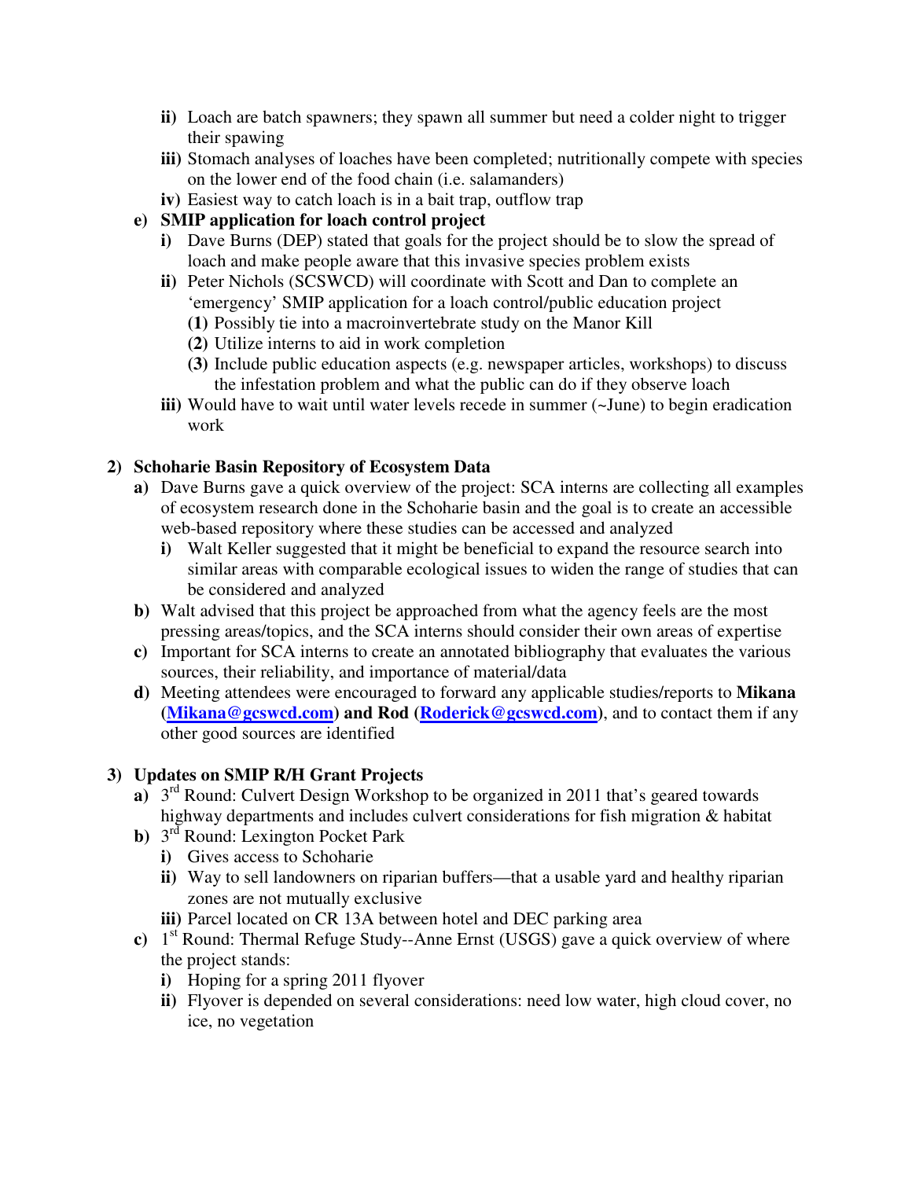- **ii)** Loach are batch spawners; they spawn all summer but need a colder night to trigger their spawing
   - **iii)** Stomach analyses of loaches have been completed; nutritionally compete with species on the lower end of the food chain (i.e. salamanders)
   - **iv)** Easiest way to catch loach is in a bait trap, outflow trap

- **e) SMIP application for loach control project**
   - **i)** Dave Burns (DEP) stated that goals for the project should be to slow the spread of loach and make people aware that this invasive species problem exists
   - **ii)** Peter Nichols (SCSWCD) will coordinate with Scott and Dan to complete an 'emergency' SMIP application for a loach control/public education project
      - **(1)** Possibly tie into a macroinvertebrate study on the Manor Kill
      - **(2)** Utilize interns to aid in work completion
      - **(3)** Include public education aspects (e.g. newspaper articles, workshops) to discuss the infestation problem and what the public can do if they observe loach
   - **iii)** Would have to wait until water levels recede in summer (~June) to begin eradication work

**2) Schoharie Basin Repository of Ecosystem Data**

- **a)** Dave Burns gave a quick overview of the project: SCA interns are collecting all examples of ecosystem research done in the Schoharie basin and the goal is to create an accessible web-based repository where these studies can be accessed and analyzed
   - **i)** Walt Keller suggested that it might be beneficial to expand the resource search into similar areas with comparable ecological issues to widen the range of studies that can be considered and analyzed
- **b)** Walt advised that this project be approached from what the agency feels are the most pressing areas/topics, and the SCA interns should consider their own areas of expertise
- **c)** Important for SCA interns to create an annotated bibliography that evaluates the various sources, their reliability, and importance of material/data
- **d)** Meeting attendees were encouraged to forward any applicable studies/reports to **Mikana (Mikana@gcswcd.com) and Rod (Roderick@gcswcd.com)**, and to contact them if any other good sources are identified

**3) Updates on SMIP R/H Grant Projects**

- **a)** 3rd Round: Culvert Design Workshop to be organized in 2011 that's geared towards highway departments and includes culvert considerations for fish migration & habitat
- **b)** 3rd Round: Lexington Pocket Park
   - **i)** Gives access to Schoharie
   - **ii)** Way to sell landowners on riparian buffers—that a usable yard and healthy riparian zones are not mutually exclusive
   - **iii)** Parcel located on CR 13A between hotel and DEC parking area
- **c)** 1st Round: Thermal Refuge Study--Anne Ernst (USGS) gave a quick overview of where the project stands:
   - **i)** Hoping for a spring 2011 flyover
   - **ii)** Flyover is depended on several considerations: need low water, high cloud cover, no ice, no vegetation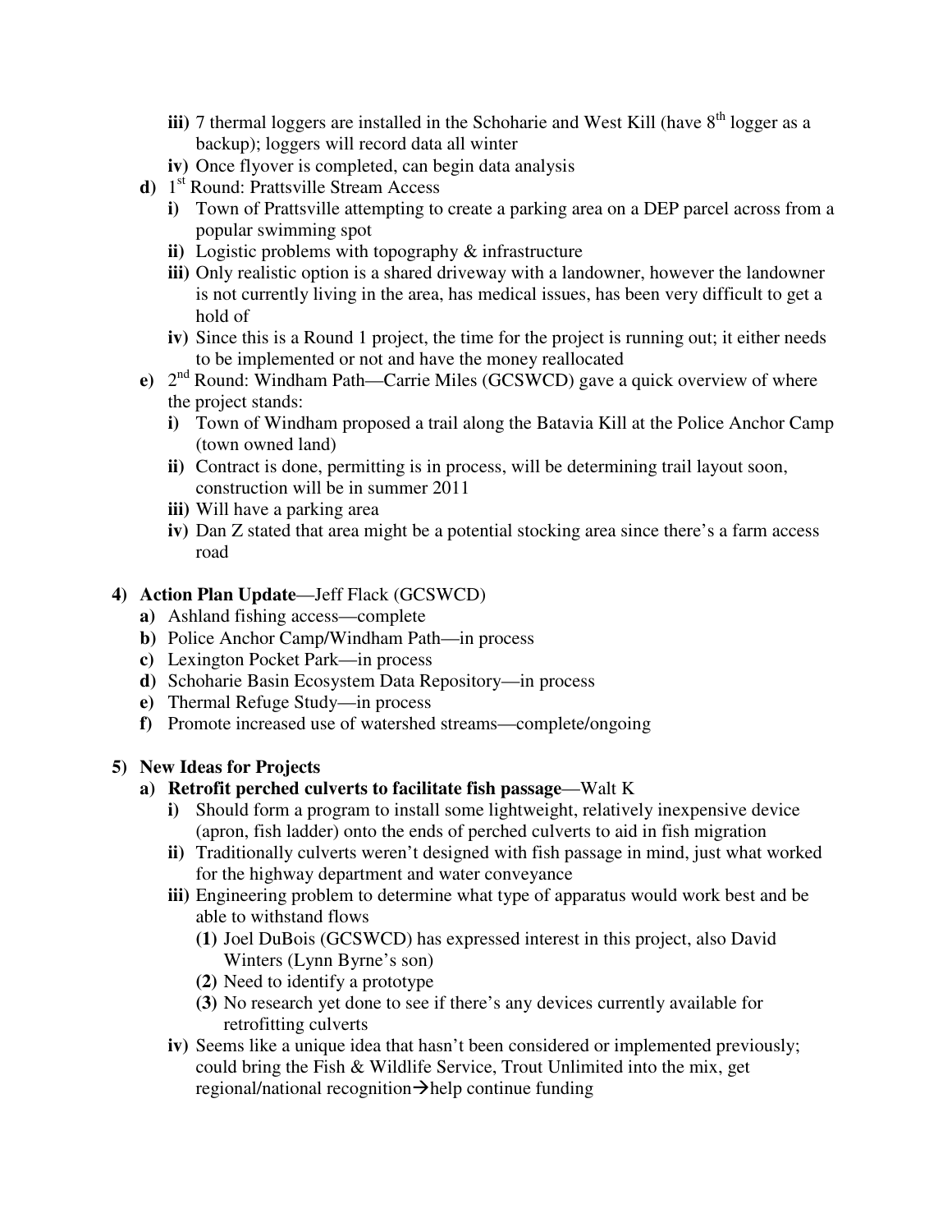- **iii)** 7 thermal loggers are installed in the Schoharie and West Kill (have 8th logger as a backup); loggers will record data all winter
   - **iv)** Once flyover is completed, can begin data analysis
- **d)** 1st Round: Prattsville Stream Access
   - **i)** Town of Prattsville attempting to create a parking area on a DEP parcel across from a popular swimming spot
   - **ii)** Logistic problems with topography & infrastructure
   - **iii)** Only realistic option is a shared driveway with a landowner, however the landowner is not currently living in the area, has medical issues, has been very difficult to get a hold of
   - **iv)** Since this is a Round 1 project, the time for the project is running out; it either needs to be implemented or not and have the money reallocated
- **e)** 2nd Round: Windham Path—Carrie Miles (GCSWCD) gave a quick overview of where the project stands:
   - **i)** Town of Windham proposed a trail along the Batavia Kill at the Police Anchor Camp (town owned land)
   - **ii)** Contract is done, permitting is in process, will be determining trail layout soon, construction will be in summer 2011
   - **iii)** Will have a parking area
   - **iv)** Dan Z stated that area might be a potential stocking area since there's a farm access road

**4) Action Plan Update**—Jeff Flack (GCSWCD)

- **a)** Ashland fishing access—complete
- **b)** Police Anchor Camp/Windham Path—in process
- **c)** Lexington Pocket Park—in process
- **d)** Schoharie Basin Ecosystem Data Repository—in process
- **e)** Thermal Refuge Study—in process
- **f)** Promote increased use of watershed streams—complete/ongoing

**5) New Ideas for Projects**

- **a) Retrofit perched culverts to facilitate fish passage**—Walt K
   - **i)** Should form a program to install some lightweight, relatively inexpensive device (apron, fish ladder) onto the ends of perched culverts to aid in fish migration
   - **ii)** Traditionally culverts weren't designed with fish passage in mind, just what worked for the highway department and water conveyance
   - **iii)** Engineering problem to determine what type of apparatus would work best and be able to withstand flows
      - **(1)** Joel DuBois (GCSWCD) has expressed interest in this project, also David Winters (Lynn Byrne's son)
      - **(2)** Need to identify a prototype
      - **(3)** No research yet done to see if there's any devices currently available for retrofitting culverts
   - **iv)** Seems like a unique idea that hasn't been considered or implemented previously; could bring the Fish & Wildlife Service, Trout Unlimited into the mix, get regional/national recognition→help continue funding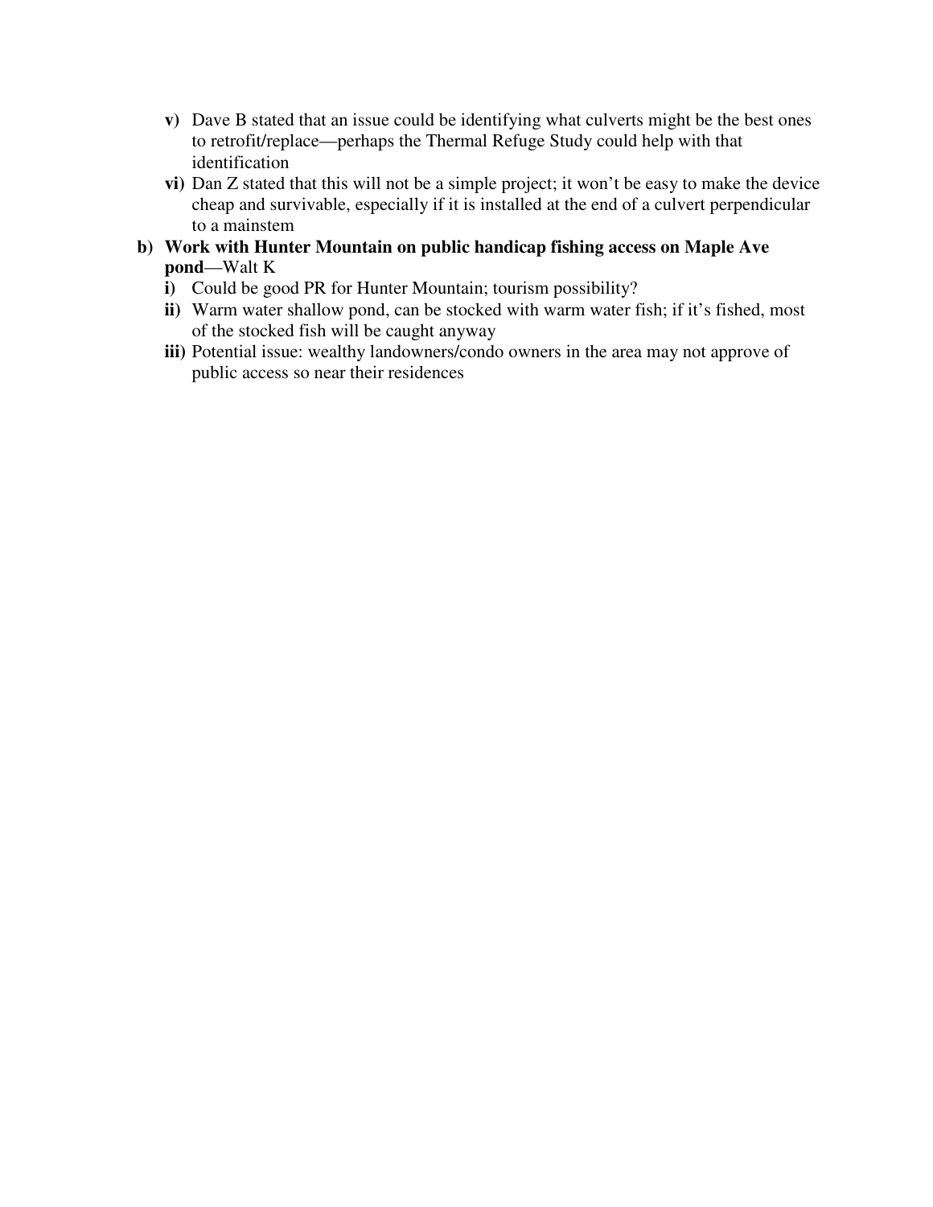- **v)** Dave B stated that an issue could be identifying what culverts might be the best ones to retrofit/replace—perhaps the Thermal Refuge Study could help with that identification
- **vi)** Dan Z stated that this will not be a simple project; it won't be easy to make the device cheap and survivable, especially if it is installed at the end of a culvert perpendicular to a mainstem

**b) Work with Hunter Mountain on public handicap fishing access on Maple Ave pond**—Walt K

- **i)** Could be good PR for Hunter Mountain; tourism possibility?
- **ii)** Warm water shallow pond, can be stocked with warm water fish; if it's fished, most of the stocked fish will be caught anyway
- **iii)** Potential issue: wealthy landowners/condo owners in the area may not approve of public access so near their residences